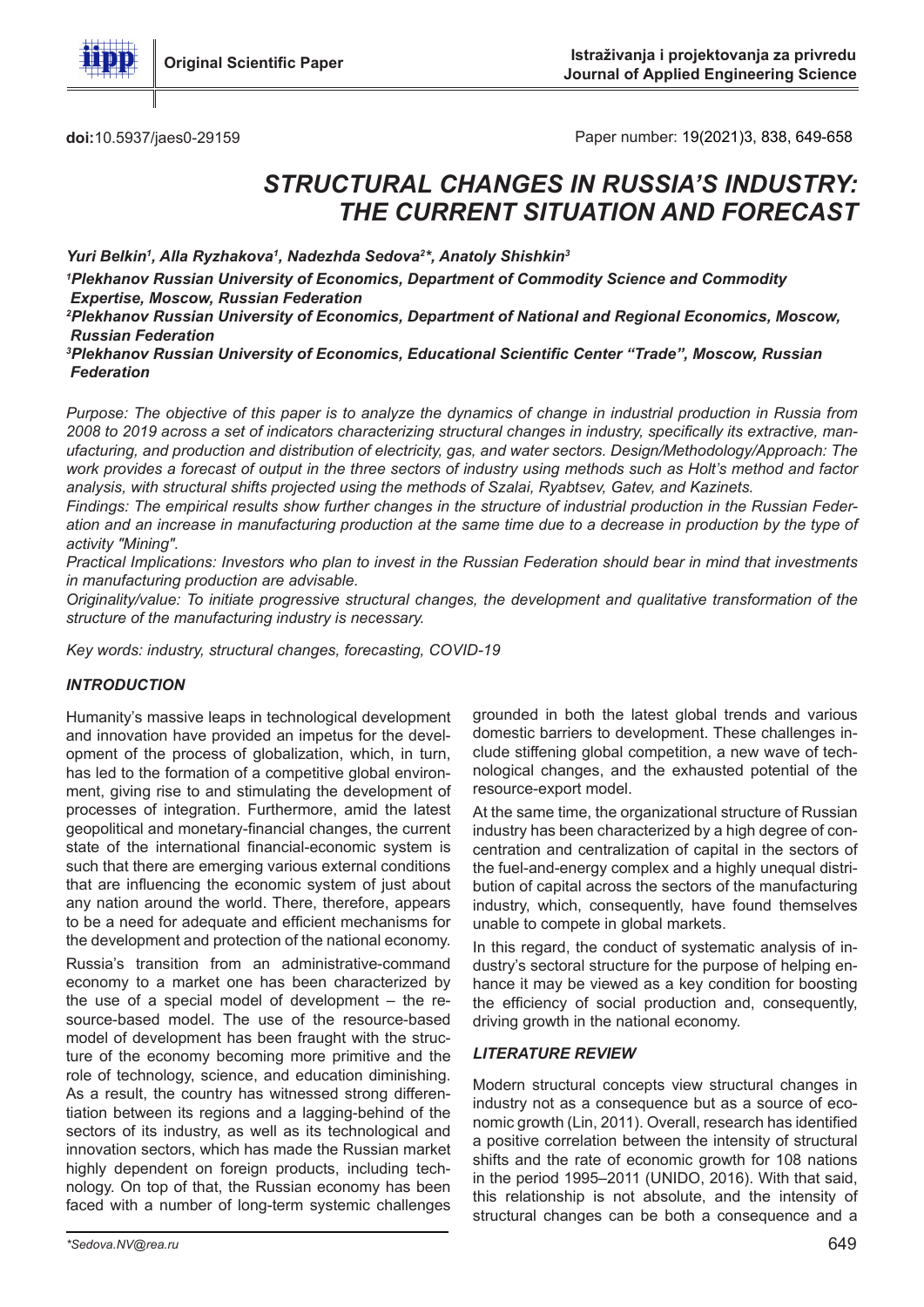Original Scientific Paper

doi:10.5937/jaes0-29159

# STRUCTURAL CHANGES IN RUSSIA'S INDUSTRY: THE CURRENT SITUATION AND FORECAST

*Yuri Belkin[1], Alla Ryzhakova[1], Nadezhda Sedova[2]\*, Anatoly Shishkin[3]*

*[1]Plekhanov Russian University of Economics, Department of Commodity Science and Commodity Expertise, Moscow, Russian Federation*

*[2]Plekhanov Russian University of Economics, Department of National and Regional Economics, Moscow, Russian Federation*

*[3]Plekhanov Russian University of Economics, Educational Scientific Center "Trade", Moscow, Russian Federation*

*Purpose: The objective of this paper is to analyze the dynamics of change in industrial production in Russia from 2008 to 2019 across a set of indicators characterizing structural changes in industry, specifically its extractive, manufacturing, and production and distribution of electricity, gas, and water sectors. Design/Methodology/Approach: The work provides a forecast of output in the three sectors of industry using methods such as Holt's method and factor analysis, with structural shifts projected using the methods of Szalai, Ryabtsev, Gatev, and Kazinets.*

*Findings: The empirical results show further changes in the structure of industrial production in the Russian Federation and an increase in manufacturing production at the same time due to a decrease in production by the type of activity "Mining".*

*Practical Implications: Investors who plan to invest in the Russian Federation should bear in mind that investments in manufacturing production are advisable.*

*Originality/value: To initiate progressive structural changes, the development and qualitative transformation of the structure of the manufacturing industry is necessary.*

*Key words: industry, structural changes, forecasting, COVID-19*

## INTRODUCTION

Humanity's massive leaps in technological development and innovation have provided an impetus for the development of the process of globalization, which, in turn, has led to the formation of a competitive global environment, giving rise to and stimulating the development of processes of integration. Furthermore, amid the latest geopolitical and monetary-financial changes, the current state of the international financial-economic system is such that there are emerging various external conditions that are influencing the economic system of just about any nation around the world. There, therefore, appears to be a need for adequate and efficient mechanisms for the development and protection of the national economy.

Russia's transition from an administrative-command economy to a market one has been characterized by the use of a special model of development – the resource-based model. The use of the resource-based model of development has been fraught with the structure of the economy becoming more primitive and the role of technology, science, and education diminishing. As a result, the country has witnessed strong differentiation between its regions and a lagging-behind of the sectors of its industry, as well as its technological and innovation sectors, which has made the Russian market highly dependent on foreign products, including technology. On top of that, the Russian economy has been faced with a number of long-term systemic challenges grounded in both the latest global trends and various domestic barriers to development. These challenges include stiffening global competition, a new wave of technological changes, and the exhausted potential of the resource-export model.

At the same time, the organizational structure of Russian industry has been characterized by a high degree of concentration and centralization of capital in the sectors of the fuel-and-energy complex and a highly unequal distribution of capital across the sectors of the manufacturing industry, which, consequently, have found themselves unable to compete in global markets.

In this regard, the conduct of systematic analysis of industry's sectoral structure for the purpose of helping enhance it may be viewed as a key condition for boosting the efficiency of social production and, consequently, driving growth in the national economy.

## LITERATURE REVIEW

Modern structural concepts view structural changes in industry not as a consequence but as a source of economic growth (Lin, 2011). Overall, research has identified a positive correlation between the intensity of structural shifts and the rate of economic growth for 108 nations in the period 1995–2011 (UNIDO, 2016). With that said, this relationship is not absolute, and the intensity of structural changes can be both a consequence and a

*\*Sedova.NV@rea.ru*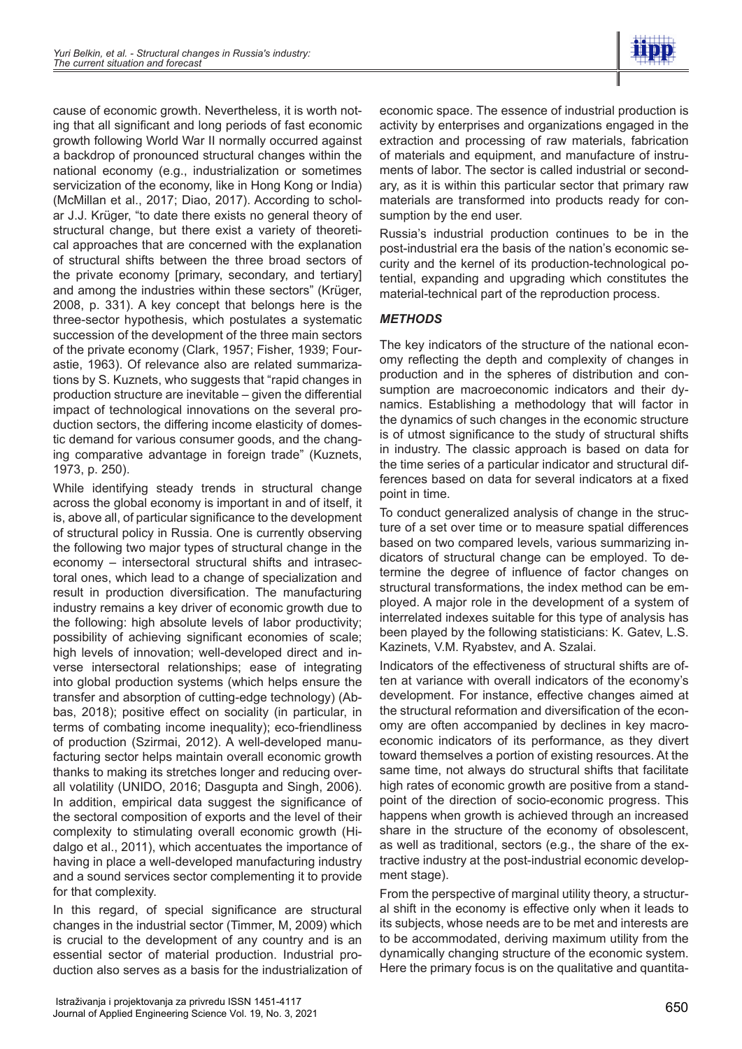cause of economic growth. Nevertheless, it is worth noting that all significant and long periods of fast economic growth following World War II normally occurred against a backdrop of pronounced structural changes within the national economy (e.g., industrialization or sometimes servicization of the economy, like in Hong Kong or India) (McMillan et al., 2017; Diao, 2017). According to scholar J.J. Krüger, "to date there exists no general theory of structural change, but there exist a variety of theoretical approaches that are concerned with the explanation of structural shifts between the three broad sectors of the private economy [primary, secondary, and tertiary] and among the industries within these sectors" (Krüger, 2008, p. 331). A key concept that belongs here is the three-sector hypothesis, which postulates a systematic succession of the development of the three main sectors of the private economy (Clark, 1957; Fisher, 1939; Fourastie, 1963). Of relevance also are related summarizations by S. Kuznets, who suggests that "rapid changes in production structure are inevitable – given the differential impact of technological innovations on the several production sectors, the differing income elasticity of domestic demand for various consumer goods, and the changing comparative advantage in foreign trade" (Kuznets, 1973, p. 250).

While identifying steady trends in structural change across the global economy is important in and of itself, it is, above all, of particular significance to the development of structural policy in Russia. One is currently observing the following two major types of structural change in the economy – intersectoral structural shifts and intrasectoral ones, which lead to a change of specialization and result in production diversification. The manufacturing industry remains a key driver of economic growth due to the following: high absolute levels of labor productivity; possibility of achieving significant economies of scale; high levels of innovation; well-developed direct and inverse intersectoral relationships; ease of integrating into global production systems (which helps ensure the transfer and absorption of cutting-edge technology) (Abbas, 2018); positive effect on sociality (in particular, in terms of combating income inequality); eco-friendliness of production (Szirmai, 2012). A well-developed manufacturing sector helps maintain overall economic growth thanks to making its stretches longer and reducing overall volatility (UNIDO, 2016; Dasgupta and Singh, 2006). In addition, empirical data suggest the significance of the sectoral composition of exports and the level of their complexity to stimulating overall economic growth (Hidalgo et al., 2011), which accentuates the importance of having in place a well-developed manufacturing industry and a sound services sector complementing it to provide for that complexity.

In this regard, of special significance are structural changes in the industrial sector (Timmer, M, 2009) which is crucial to the development of any country and is an essential sector of material production. Industrial production also serves as a basis for the industrialization of economic space. The essence of industrial production is activity by enterprises and organizations engaged in the extraction and processing of raw materials, fabrication of materials and equipment, and manufacture of instruments of labor. The sector is called industrial or secondary, as it is within this particular sector that primary raw materials are transformed into products ready for consumption by the end user.

Russia's industrial production continues to be in the post-industrial era the basis of the nation's economic security and the kernel of its production-technological potential, expanding and upgrading which constitutes the material-technical part of the reproduction process.

## *METHODS*

The key indicators of the structure of the national economy reflecting the depth and complexity of changes in production and in the spheres of distribution and consumption are macroeconomic indicators and their dynamics. Establishing a methodology that will factor in the dynamics of such changes in the economic structure is of utmost significance to the study of structural shifts in industry. The classic approach is based on data for the time series of a particular indicator and structural differences based on data for several indicators at a fixed point in time.

To conduct generalized analysis of change in the structure of a set over time or to measure spatial differences based on two compared levels, various summarizing indicators of structural change can be employed. To determine the degree of influence of factor changes on structural transformations, the index method can be employed. A major role in the development of a system of interrelated indexes suitable for this type of analysis has been played by the following statisticians: K. Gatev, L.S. Kazinets, V.M. Ryabstev, and A. Szalai.

Indicators of the effectiveness of structural shifts are often at variance with overall indicators of the economy's development. For instance, effective changes aimed at the structural reformation and diversification of the economy are often accompanied by declines in key macroeconomic indicators of its performance, as they divert toward themselves a portion of existing resources. At the same time, not always do structural shifts that facilitate high rates of economic growth are positive from a standpoint of the direction of socio-economic progress. This happens when growth is achieved through an increased share in the structure of the economy of obsolescent, as well as traditional, sectors (e.g., the share of the extractive industry at the post-industrial economic development stage).

From the perspective of marginal utility theory, a structural shift in the economy is effective only when it leads to its subjects, whose needs are to be met and interests are to be accommodated, deriving maximum utility from the dynamically changing structure of the economic system. Here the primary focus is on the qualitative and quantita-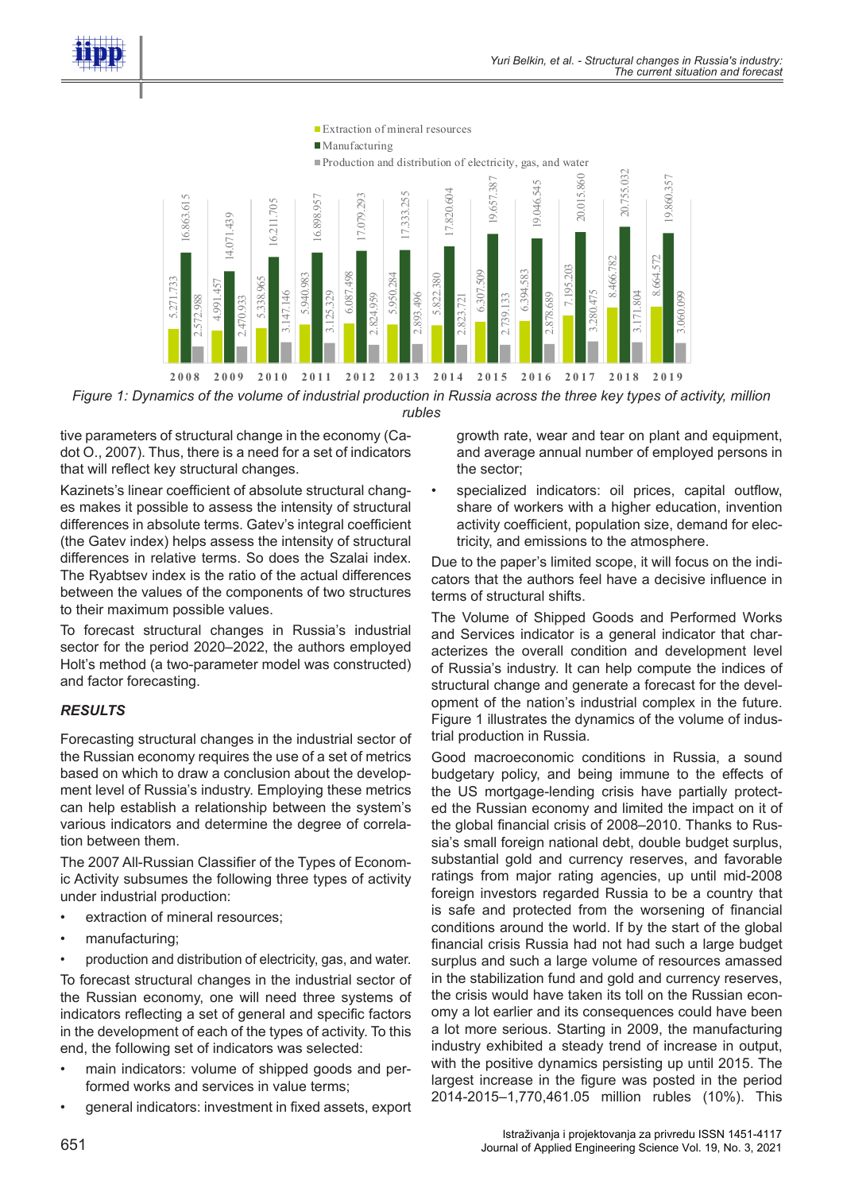| Year | Extraction of mineral resources | Manufacturing | Production and distribution of electricity, gas, and water |
|---|---|---|---|
| 2008 | 5.271.733 | 16.863.615 | 2.572.988 |
| 2009 | 4.991.457 | 14.071.439 | 2.470.933 |
| 2010 | 5.338.965 | 16.211.705 | 3.147.146 |
| 2011 | 5.940.983 | 16.898.957 | 3.125.329 |
| 2012 | 6.087.498 | 17.079.293 | 2.824.959 |
| 2013 | 5.950.284 | 17.333.255 | 2.893.496 |
| 2014 | 5.822.380 | 17.820.604 | 2.823.721 |
| 2015 | 6.307.509 | 19.657.387 | 2.739.133 |
| 2016 | 6.394.583 | 19.046.545 | 2.878.689 |
| 2017 | 7.195.203 | 20.015.860 | 3.280.475 |
| 2018 | 8.466.782 | 20.755.032 | 3.171.804 |
| 2019 | 8.664.572 | 19.860.357 | 3.060.099 |

*Figure 1: Dynamics of the volume of industrial production in Russia across the three key types of activity, million rubles*

tive parameters of structural change in the economy (Cadot O., 2007). Thus, there is a need for a set of indicators that will reflect key structural changes.

Kazinets's linear coefficient of absolute structural changes makes it possible to assess the intensity of structural differences in absolute terms. Gatev's integral coefficient (the Gatev index) helps assess the intensity of structural differences in relative terms. So does the Szalai index. The Ryabtsev index is the ratio of the actual differences between the values of the components of two structures to their maximum possible values.

To forecast structural changes in Russia's industrial sector for the period 2020–2022, the authors employed Holt's method (a two-parameter model was constructed) and factor forecasting.

## *RESULTS*

Forecasting structural changes in the industrial sector of the Russian economy requires the use of a set of metrics based on which to draw a conclusion about the development level of Russia's industry. Employing these metrics can help establish a relationship between the system's various indicators and determine the degree of correlation between them.

The 2007 All-Russian Classifier of the Types of Economic Activity subsumes the following three types of activity under industrial production:

- extraction of mineral resources;
- manufacturing;
- production and distribution of electricity, gas, and water.

To forecast structural changes in the industrial sector of the Russian economy, one will need three systems of indicators reflecting a set of general and specific factors in the development of each of the types of activity. To this end, the following set of indicators was selected:

- main indicators: volume of shipped goods and performed works and services in value terms;
- general indicators: investment in fixed assets, export growth rate, wear and tear on plant and equipment, and average annual number of employed persons in the sector;
- specialized indicators: oil prices, capital outflow, share of workers with a higher education, invention activity coefficient, population size, demand for electricity, and emissions to the atmosphere.

Due to the paper's limited scope, it will focus on the indicators that the authors feel have a decisive influence in terms of structural shifts.

The Volume of Shipped Goods and Performed Works and Services indicator is a general indicator that characterizes the overall condition and development level of Russia's industry. It can help compute the indices of structural change and generate a forecast for the development of the nation's industrial complex in the future. Figure 1 illustrates the dynamics of the volume of industrial production in Russia.

Good macroeconomic conditions in Russia, a sound budgetary policy, and being immune to the effects of the US mortgage-lending crisis have partially protected the Russian economy and limited the impact on it of the global financial crisis of 2008–2010. Thanks to Russia's small foreign national debt, double budget surplus, substantial gold and currency reserves, and favorable ratings from major rating agencies, up until mid-2008 foreign investors regarded Russia to be a country that is safe and protected from the worsening of financial conditions around the world. If by the start of the global financial crisis Russia had not had such a large budget surplus and such a large volume of resources amassed in the stabilization fund and gold and currency reserves, the crisis would have taken its toll on the Russian economy a lot earlier and its consequences could have been a lot more serious. Starting in 2009, the manufacturing industry exhibited a steady trend of increase in output, with the positive dynamics persisting up until 2015. The largest increase in the figure was posted in the period 2014-2015–1,770,461.05 million rubles (10%). This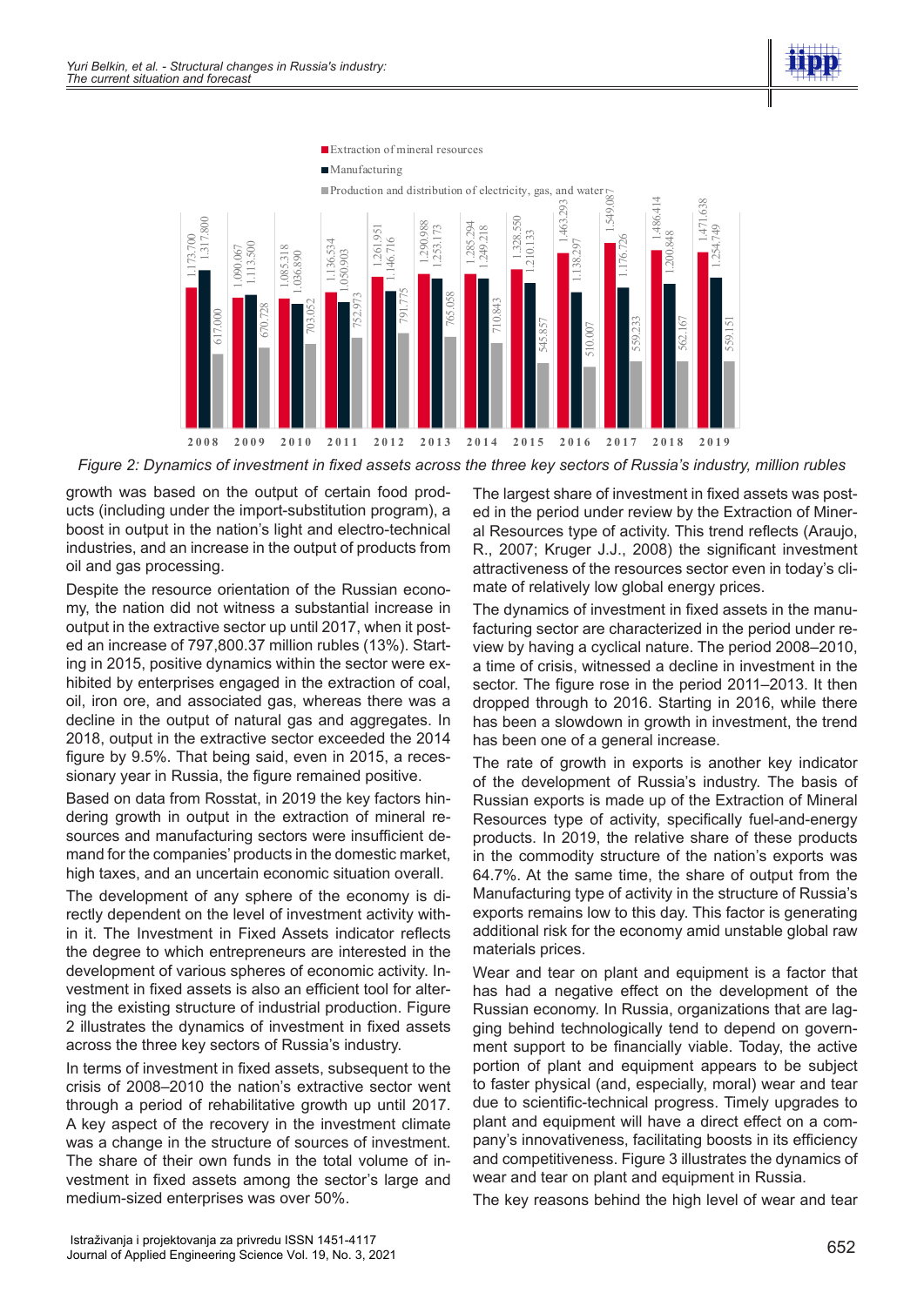| Year | Extraction of mineral resources | Manufacturing | Production and distribution of electricity, gas, and water |
|---|---|---|---|
| 2008 | 1.173.700 | 1.317.800 | 617.000 |
| 2009 | 1.090.067 | 1.113.500 | 670.728 |
| 2010 | 1.085.318 | 1.036.890 | 703.052 |
| 2011 | 1.136.534 | 1.050.903 | 752.973 |
| 2012 | 1.261.951 | 1.146.716 | 791.775 |
| 2013 | 1.290.988 | 1.253.173 | 765.058 |
| 2014 | 1.285.294 | 1.249.218 | 710.843 |
| 2015 | 1.328.550 | 1.210.133 | 545.857 |
| 2016 | 1.463.293 | 1.138.297 | 510.007 |
| 2017 | 1.549.087 | 1.176.726 | 559.233 |
| 2018 | 1.486.414 | 1.200.848 | 562.167 |
| 2019 | 1.471.638 | 1.254.749 | 559.151 |

*Figure 2: Dynamics of investment in fixed assets across the three key sectors of Russia's industry, million rubles*

growth was based on the output of certain food products (including under the import-substitution program), a boost in output in the nation's light and electro-technical industries, and an increase in the output of products from oil and gas processing.

Despite the resource orientation of the Russian economy, the nation did not witness a substantial increase in output in the extractive sector up until 2017, when it posted an increase of 797,800.37 million rubles (13%). Starting in 2015, positive dynamics within the sector were exhibited by enterprises engaged in the extraction of coal, oil, iron ore, and associated gas, whereas there was a decline in the output of natural gas and aggregates. In 2018, output in the extractive sector exceeded the 2014 figure by 9.5%. That being said, even in 2015, a recessionary year in Russia, the figure remained positive.

Based on data from Rosstat, in 2019 the key factors hindering growth in output in the extraction of mineral resources and manufacturing sectors were insufficient demand for the companies' products in the domestic market, high taxes, and an uncertain economic situation overall.

The development of any sphere of the economy is directly dependent on the level of investment activity within it. The Investment in Fixed Assets indicator reflects the degree to which entrepreneurs are interested in the development of various spheres of economic activity. Investment in fixed assets is also an efficient tool for altering the existing structure of industrial production. Figure 2 illustrates the dynamics of investment in fixed assets across the three key sectors of Russia's industry.

In terms of investment in fixed assets, subsequent to the crisis of 2008–2010 the nation's extractive sector went through a period of rehabilitative growth up until 2017. A key aspect of the recovery in the investment climate was a change in the structure of sources of investment. The share of their own funds in the total volume of investment in fixed assets among the sector's large and medium-sized enterprises was over 50%.

The largest share of investment in fixed assets was posted in the period under review by the Extraction of Mineral Resources type of activity. This trend reflects (Araujo, R., 2007; Kruger J.J., 2008) the significant investment attractiveness of the resources sector even in today's climate of relatively low global energy prices.

The dynamics of investment in fixed assets in the manufacturing sector are characterized in the period under review by having a cyclical nature. The period 2008–2010, a time of crisis, witnessed a decline in investment in the sector. The figure rose in the period 2011–2013. It then dropped through to 2016. Starting in 2016, while there has been a slowdown in growth in investment, the trend has been one of a general increase.

The rate of growth in exports is another key indicator of the development of Russia's industry. The basis of Russian exports is made up of the Extraction of Mineral Resources type of activity, specifically fuel-and-energy products. In 2019, the relative share of these products in the commodity structure of the nation's exports was 64.7%. At the same time, the share of output from the Manufacturing type of activity in the structure of Russia's exports remains low to this day. This factor is generating additional risk for the economy amid unstable global raw materials prices.

Wear and tear on plant and equipment is a factor that has had a negative effect on the development of the Russian economy. In Russia, organizations that are lagging behind technologically tend to depend on government support to be financially viable. Today, the active portion of plant and equipment appears to be subject to faster physical (and, especially, moral) wear and tear due to scientific-technical progress. Timely upgrades to plant and equipment will have a direct effect on a company's innovativeness, facilitating boosts in its efficiency and competitiveness. Figure 3 illustrates the dynamics of wear and tear on plant and equipment in Russia.

The key reasons behind the high level of wear and tear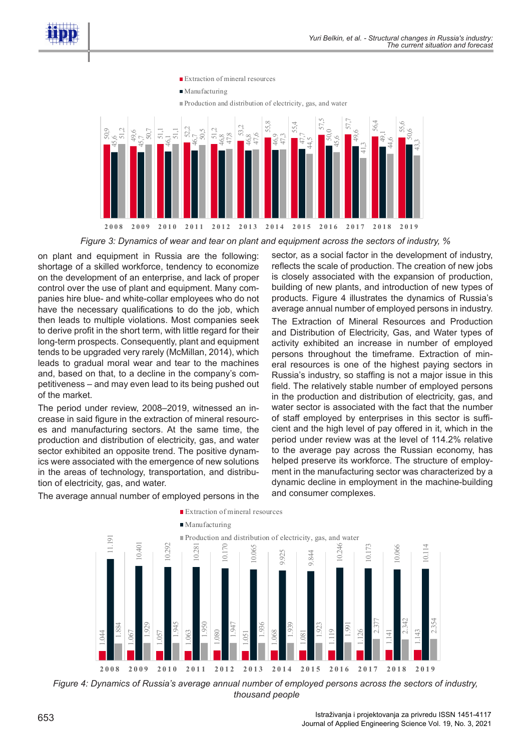| Year | Extraction of mineral resources | Manufacturing | Production and distribution of electricity, gas, and water |
|---|---|---|---|
| 2008 | 50,9 | 45,6 | 51,2 |
| 2009 | 49,6 | 45,7 | 50,7 |
| 2010 | 51,1 | 46,1 | 51,1 |
| 2011 | 52,2 | 46,7 | 50,5 |
| 2012 | 51,2 | 46,8 | 47,8 |
| 2013 | 53,2 | 46,8 | 47,6 |
| 2014 | 55,8 | 46,9 | 47,3 |
| 2015 | 55,4 | 47,7 | 44,5 |
| 2016 | 57,5 | 50,0 | 45,6 |
| 2017 | 57,7 | 49,6 | 41,3 |
| 2018 | 56,4 | 49,1 | 44,6 |
| 2019 | 55,6 | 50,6 | 43,3 |

*Figure 3: Dynamics of wear and tear on plant and equipment across the sectors of industry, %*

on plant and equipment in Russia are the following: shortage of a skilled workforce, tendency to economize on the development of an enterprise, and lack of proper control over the use of plant and equipment. Many companies hire blue- and white-collar employees who do not have the necessary qualifications to do the job, which then leads to multiple violations. Most companies seek to derive profit in the short term, with little regard for their long-term prospects. Consequently, plant and equipment tends to be upgraded very rarely (McMillan, 2014), which leads to gradual moral wear and tear to the machines and, based on that, to a decline in the company's competitiveness – and may even lead to its being pushed out of the market.

The period under review, 2008–2019, witnessed an increase in said figure in the extraction of mineral resources and manufacturing sectors. At the same time, the production and distribution of electricity, gas, and water sector exhibited an opposite trend. The positive dynamics were associated with the emergence of new solutions in the areas of technology, transportation, and distribution of electricity, gas, and water.

The average annual number of employed persons in the sector, as a social factor in the development of industry, reflects the scale of production. The creation of new jobs is closely associated with the expansion of production, building of new plants, and introduction of new types of products. Figure 4 illustrates the dynamics of Russia's average annual number of employed persons in industry.

The Extraction of Mineral Resources and Production and Distribution of Electricity, Gas, and Water types of activity exhibited an increase in number of employed persons throughout the timeframe. Extraction of mineral resources is one of the highest paying sectors in Russia's industry, so staffing is not a major issue in this field. The relatively stable number of employed persons in the production and distribution of electricity, gas, and water sector is associated with the fact that the number of staff employed by enterprises in this sector is sufficient and the high level of pay offered in it, which in the period under review was at the level of 114.2% relative to the average pay across the Russian economy, has helped preserve its workforce. The structure of employment in the manufacturing sector was characterized by a dynamic decline in employment in the machine-building and consumer complexes.

| Year | Extraction of mineral resources | Manufacturing | Production and distribution of electricity, gas, and water |
|---|---|---|---|
| 2008 | 1.044 | 11.191 | 1.884 |
| 2009 | 1.067 | 10.401 | 1.929 |
| 2010 | 1.057 | 10.292 | 1.945 |
| 2011 | 1.063 | 10.281 | 1.950 |
| 2012 | 1.080 | 10.170 | 1.947 |
| 2013 | 1.051 | 10.065 | 1.936 |
| 2014 | 1.068 | 9.925 | 1.939 |
| 2015 | 1.081 | 9.844 | 1.923 |
| 2016 | 1.119 | 10.246 | 1.991 |
| 2017 | 1.126 | 10.173 | 2.377 |
| 2018 | 1.141 | 10.066 | 2.342 |
| 2019 | 1.143 | 10.114 | 2.354 |

*Figure 4: Dynamics of Russia's average annual number of employed persons across the sectors of industry, thousand people*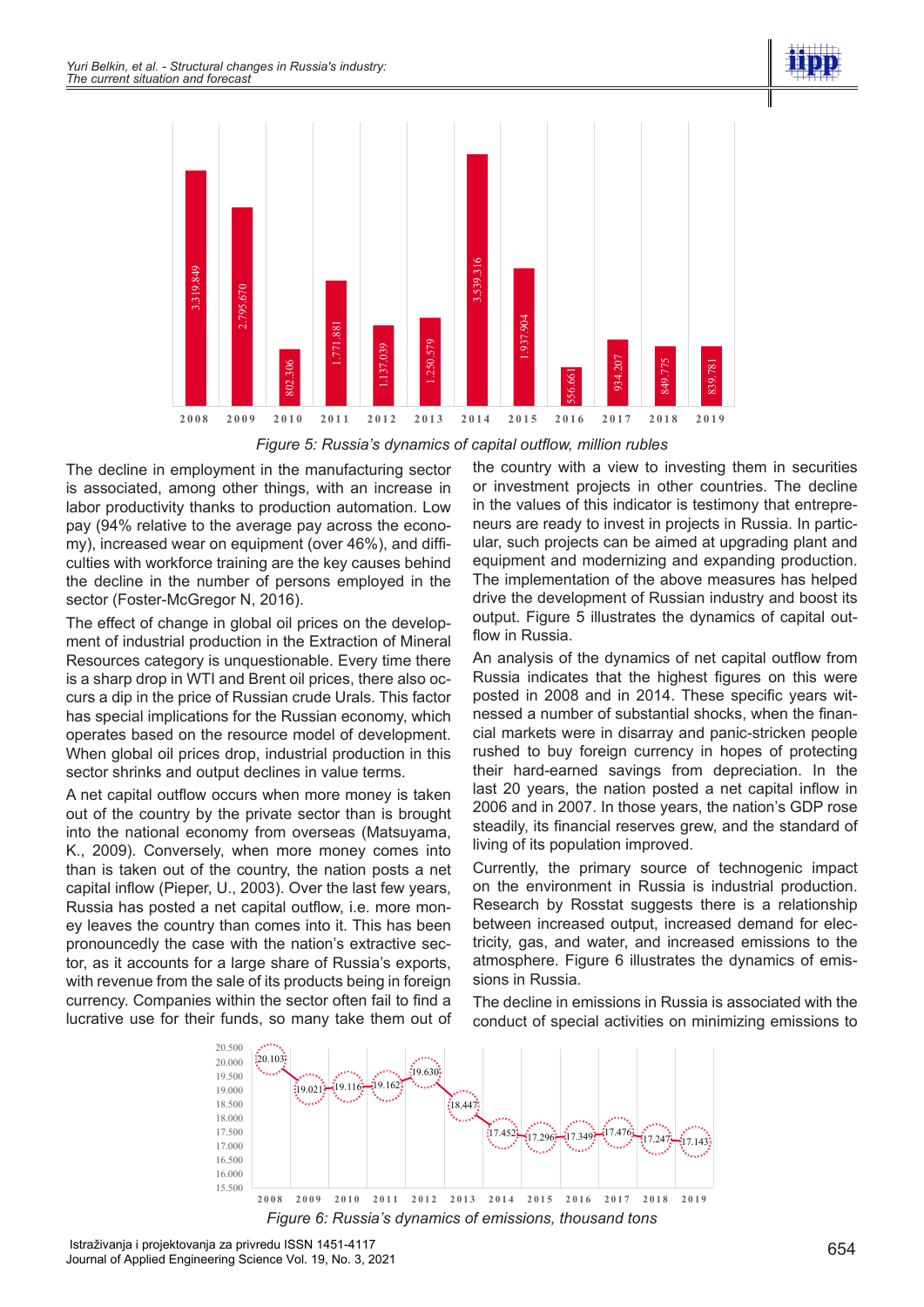Figure 5: Russia's dynamics of capital outflow, million rubles

The decline in employment in the manufacturing sector is associated, among other things, with an increase in labor productivity thanks to production automation. Low pay (94% relative to the average pay across the economy), increased wear on equipment (over 46%), and difficulties with workforce training are the key causes behind the decline in the number of persons employed in the sector (Foster-McGregor N, 2016).

The effect of change in global oil prices on the development of industrial production in the Extraction of Mineral Resources category is unquestionable. Every time there is a sharp drop in WTI and Brent oil prices, there also occurs a dip in the price of Russian crude Urals. This factor has special implications for the Russian economy, which operates based on the resource model of development. When global oil prices drop, industrial production in this sector shrinks and output declines in value terms.

A net capital outflow occurs when more money is taken out of the country by the private sector than is brought into the national economy from overseas (Matsuyama, K., 2009). Conversely, when more money comes into than is taken out of the country, the nation posts a net capital inflow (Pieper, U., 2003). Over the last few years, Russia has posted a net capital outflow, i.e. more money leaves the country than comes into it. This has been pronouncedly the case with the nation's extractive sector, as it accounts for a large share of Russia's exports, with revenue from the sale of its products being in foreign currency. Companies within the sector often fail to find a lucrative use for their funds, so many take them out of the country with a view to investing them in securities or investment projects in other countries. The decline in the values of this indicator is testimony that entrepreneurs are ready to invest in projects in Russia. In particular, such projects can be aimed at upgrading plant and equipment and modernizing and expanding production. The implementation of the above measures has helped drive the development of Russian industry and boost its output. Figure 5 illustrates the dynamics of capital outflow in Russia.

An analysis of the dynamics of net capital outflow from Russia indicates that the highest figures on this were posted in 2008 and in 2014. These specific years witnessed a number of substantial shocks, when the financial markets were in disarray and panic-stricken people rushed to buy foreign currency in hopes of protecting their hard-earned savings from depreciation. In the last 20 years, the nation posted a net capital inflow in 2006 and in 2007. In those years, the nation's GDP rose steadily, its financial reserves grew, and the standard of living of its population improved.

Currently, the primary source of technogenic impact on the environment in Russia is industrial production. Research by Rosstat suggests there is a relationship between increased output, increased demand for electricity, gas, and water, and increased emissions to the atmosphere. Figure 6 illustrates the dynamics of emissions in Russia.

The decline in emissions in Russia is associated with the conduct of special activities on minimizing emissions to

Figure 6: Russia's dynamics of emissions, thousand tons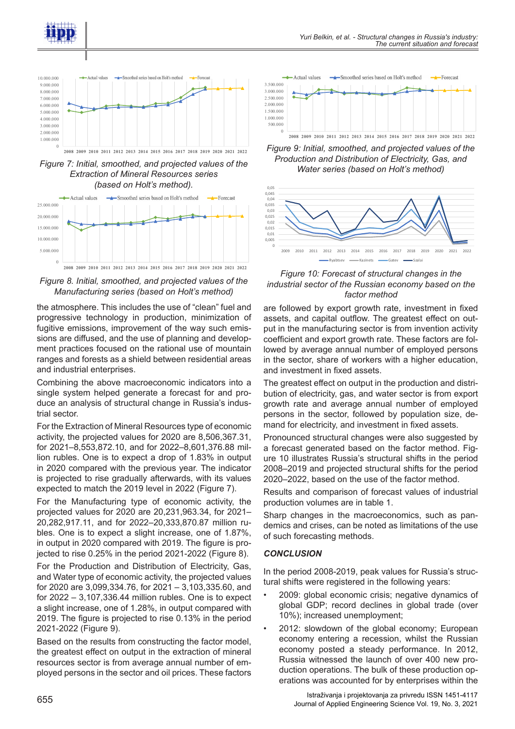Figure 7: Initial, smoothed, and projected values of the Extraction of Mineral Resources series (based on Holt's method).

Figure 8. Initial, smoothed, and projected values of the Manufacturing series (based on Holt's method)

the atmosphere. This includes the use of "clean" fuel and progressive technology in production, minimization of fugitive emissions, improvement of the way such emissions are diffused, and the use of planning and development practices focused on the rational use of mountain ranges and forests as a shield between residential areas and industrial enterprises.

Combining the above macroeconomic indicators into a single system helped generate a forecast for and produce an analysis of structural change in Russia's industrial sector.

For the Extraction of Mineral Resources type of economic activity, the projected values for 2020 are 8,506,367.31, for 2021–8,553,872.10, and for 2022–8,601,376.88 million rubles. One is to expect a drop of 1.83% in output in 2020 compared with the previous year. The indicator is projected to rise gradually afterwards, with its values expected to match the 2019 level in 2022 (Figure 7).

For the Manufacturing type of economic activity, the projected values for 2020 are 20,231,963.34, for 2021–20,282,917.11, and for 2022–20,333,870.87 million rubles. One is to expect a slight increase, one of 1.87%, in output in 2020 compared with 2019. The figure is projected to rise 0.25% in the period 2021-2022 (Figure 8).

For the Production and Distribution of Electricity, Gas, and Water type of economic activity, the projected values for 2020 are 3,099,334.76, for 2021 – 3,103,335.60, and for 2022 – 3,107,336.44 million rubles. One is to expect a slight increase, one of 1.28%, in output compared with 2019. The figure is projected to rise 0.13% in the period 2021-2022 (Figure 9).

Based on the results from constructing the factor model, the greatest effect on output in the extraction of mineral resources sector is from average annual number of employed persons in the sector and oil prices. These factors are followed by export growth rate, investment in fixed assets, and capital outflow. The greatest effect on output in the manufacturing sector is from invention activity coefficient and export growth rate. These factors are followed by average annual number of employed persons in the sector, share of workers with a higher education, and investment in fixed assets.

Figure 9: Initial, smoothed, and projected values of the Production and Distribution of Electricity, Gas, and Water series (based on Holt's method)

Figure 10: Forecast of structural changes in the industrial sector of the Russian economy based on the factor method

The greatest effect on output in the production and distribution of electricity, gas, and water sector is from export growth rate and average annual number of employed persons in the sector, followed by population size, demand for electricity, and investment in fixed assets.

Pronounced structural changes were also suggested by a forecast generated based on the factor method. Figure 10 illustrates Russia's structural shifts in the period 2008–2019 and projected structural shifts for the period 2020–2022, based on the use of the factor method.

Results and comparison of forecast values of industrial production volumes are in table 1.

Sharp changes in the macroeconomics, such as pandemics and crises, can be noted as limitations of the use of such forecasting methods.

## CONCLUSION

In the period 2008-2019, peak values for Russia's structural shifts were registered in the following years:

- 2009: global economic crisis; negative dynamics of global GDP; record declines in global trade (over 10%); increased unemployment;
- 2012: slowdown of the global economy; European economy entering a recession, whilst the Russian economy posted a steady performance. In 2012, Russia witnessed the launch of over 400 new production operations. The bulk of these production operations was accounted for by enterprises within the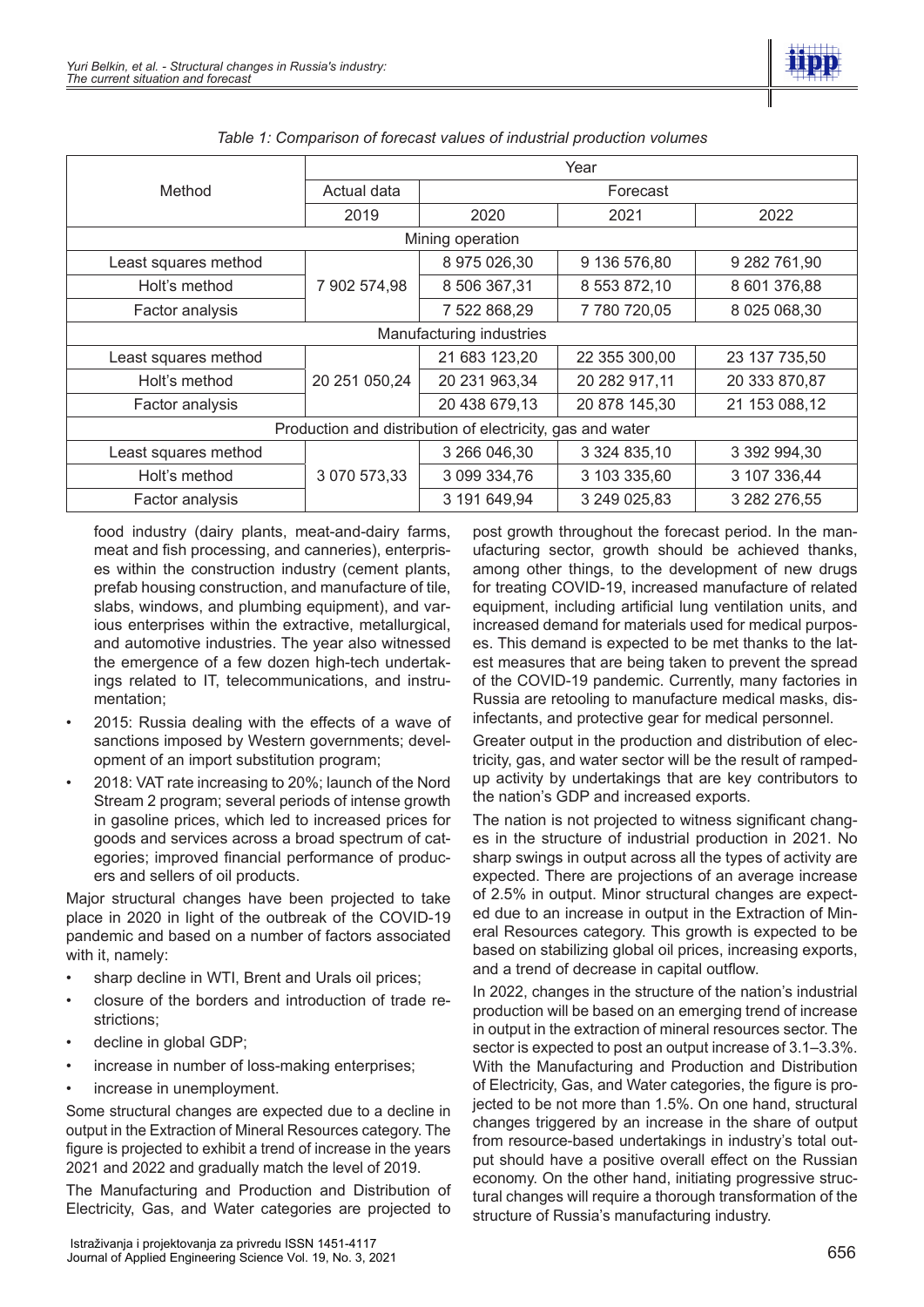*Table 1: Comparison of forecast values of industrial production volumes*

| Method | Year | | | |
|---|---|---|---|---|
| | Actual data | Forecast | | |
| | 2019 | 2020 | 2021 | 2022 |
| **Mining operation** | | | | |
| Least squares method | 7 902 574,98 | 8 975 026,30 | 9 136 576,80 | 9 282 761,90 |
| Holt's method | | 8 506 367,31 | 8 553 872,10 | 8 601 376,88 |
| Factor analysis | | 7 522 868,29 | 7 780 720,05 | 8 025 068,30 |
| **Manufacturing industries** | | | | |
| Least squares method | 20 251 050,24 | 21 683 123,20 | 22 355 300,00 | 23 137 735,50 |
| Holt's method | | 20 231 963,34 | 20 282 917,11 | 20 333 870,87 |
| Factor analysis | | 20 438 679,13 | 20 878 145,30 | 21 153 088,12 |
| **Production and distribution of electricity, gas and water** | | | | |
| Least squares method | 3 070 573,33 | 3 266 046,30 | 3 324 835,10 | 3 392 994,30 |
| Holt's method | | 3 099 334,76 | 3 103 335,60 | 3 107 336,44 |
| Factor analysis | | 3 191 649,94 | 3 249 025,83 | 3 282 276,55 |

food industry (dairy plants, meat-and-dairy farms, meat and fish processing, and canneries), enterprises within the construction industry (cement plants, prefab housing construction, and manufacture of tile, slabs, windows, and plumbing equipment), and various enterprises within the extractive, metallurgical, and automotive industries. The year also witnessed the emergence of a few dozen high-tech undertakings related to IT, telecommunications, and instrumentation;

- 2015: Russia dealing with the effects of a wave of sanctions imposed by Western governments; development of an import substitution program;
- 2018: VAT rate increasing to 20%; launch of the Nord Stream 2 program; several periods of intense growth in gasoline prices, which led to increased prices for goods and services across a broad spectrum of categories; improved financial performance of producers and sellers of oil products.

Major structural changes have been projected to take place in 2020 in light of the outbreak of the COVID-19 pandemic and based on a number of factors associated with it, namely:

- sharp decline in WTI, Brent and Urals oil prices;
- closure of the borders and introduction of trade restrictions;
- decline in global GDP;
- increase in number of loss-making enterprises;
- increase in unemployment.

Some structural changes are expected due to a decline in output in the Extraction of Mineral Resources category. The figure is projected to exhibit a trend of increase in the years 2021 and 2022 and gradually match the level of 2019.

The Manufacturing and Production and Distribution of Electricity, Gas, and Water categories are projected to post growth throughout the forecast period. In the manufacturing sector, growth should be achieved thanks, among other things, to the development of new drugs for treating COVID-19, increased manufacture of related equipment, including artificial lung ventilation units, and increased demand for materials used for medical purposes. This demand is expected to be met thanks to the latest measures that are being taken to prevent the spread of the COVID-19 pandemic. Currently, many factories in Russia are retooling to manufacture medical masks, disinfectants, and protective gear for medical personnel.

Greater output in the production and distribution of electricity, gas, and water sector will be the result of ramped-up activity by undertakings that are key contributors to the nation's GDP and increased exports.

The nation is not projected to witness significant changes in the structure of industrial production in 2021. No sharp swings in output across all the types of activity are expected. There are projections of an average increase of 2.5% in output. Minor structural changes are expected due to an increase in output in the Extraction of Mineral Resources category. This growth is expected to be based on stabilizing global oil prices, increasing exports, and a trend of decrease in capital outflow.

In 2022, changes in the structure of the nation's industrial production will be based on an emerging trend of increase in output in the extraction of mineral resources sector. The sector is expected to post an output increase of 3.1–3.3%. With the Manufacturing and Production and Distribution of Electricity, Gas, and Water categories, the figure is projected to be not more than 1.5%. On one hand, structural changes triggered by an increase in the share of output from resource-based undertakings in industry's total output should have a positive overall effect on the Russian economy. On the other hand, initiating progressive structural changes will require a thorough transformation of the structure of Russia's manufacturing industry.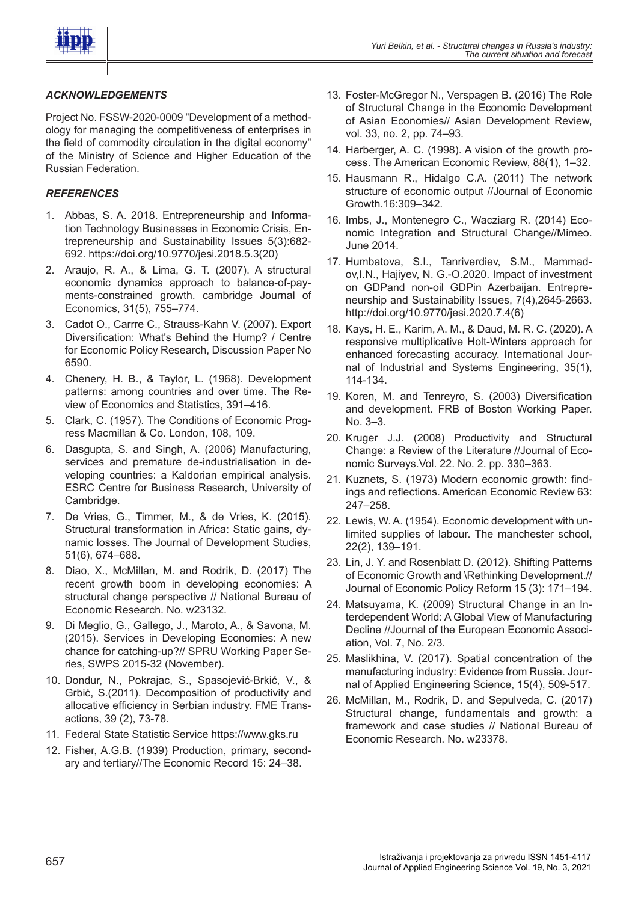### *ACKNOWLEDGEMENTS*

Project No. FSSW-2020-0009 "Development of a methodology for managing the competitiveness of enterprises in the field of commodity circulation in the digital economy" of the Ministry of Science and Higher Education of the Russian Federation.

### *REFERENCES*

1. Abbas, S. A. 2018. Entrepreneurship and Information Technology Businesses in Economic Crisis, Entrepreneurship and Sustainability Issues 5(3):682-692. https://doi.org/10.9770/jesi.2018.5.3(20)
2. Araujo, R. A., & Lima, G. T. (2007). A structural economic dynamics approach to balance-of-payments-constrained growth. cambridge Journal of Economics, 31(5), 755–774.
3. Cadot O., Carrre C., Strauss-Kahn V. (2007). Export Diversification: What's Behind the Hump? / Centre for Economic Policy Research, Discussion Paper No 6590.
4. Chenery, H. B., & Taylor, L. (1968). Development patterns: among countries and over time. The Review of Economics and Statistics, 391–416.
5. Clark, C. (1957). The Conditions of Economic Progress Macmillan & Co. London, 108, 109.
6. Dasgupta, S. and Singh, A. (2006) Manufacturing, services and premature de-industrialisation in developing countries: a Kaldorian empirical analysis. ESRC Centre for Business Research, University of Cambridge.
7. De Vries, G., Timmer, M., & de Vries, K. (2015). Structural transformation in Africa: Static gains, dynamic losses. The Journal of Development Studies, 51(6), 674–688.
8. Diao, X., McMillan, M. and Rodrik, D. (2017) The recent growth boom in developing economies: A structural change perspective // National Bureau of Economic Research. No. w23132.
9. Di Meglio, G., Gallego, J., Maroto, A., & Savona, M. (2015). Services in Developing Economies: A new chance for catching-up?// SPRU Working Paper Series, SWPS 2015-32 (November).
10. Dondur, N., Pokrajac, S., Spasojević-Brkić, V., & Grbić, S.(2011). Decomposition of productivity and allocative efficiency in Serbian industry. FME Transactions, 39 (2), 73-78.
11. Federal State Statistic Service https://www.gks.ru
12. Fisher, A.G.B. (1939) Production, primary, secondary and tertiary//The Economic Record 15: 24–38.
13. Foster-McGregor N., Verspagen B. (2016) The Role of Structural Change in the Economic Development of Asian Economies// Asian Development Review, vol. 33, no. 2, pp. 74–93.
14. Harberger, A. C. (1998). A vision of the growth process. The American Economic Review, 88(1), 1–32.
15. Hausmann R., Hidalgo C.A. (2011) The network structure of economic output //Journal of Economic Growth.16:309–342.
16. Imbs, J., Montenegro C., Wacziarg R. (2014) Economic Integration and Structural Change//Mimeo. June 2014.
17. Humbatova, S.I., Tanriverdiev, S.M., Mammadov,I.N., Hajiyev, N. G.-O.2020. Impact of investment on GDPand non-oil GDPin Azerbaijan. Entrepreneurship and Sustainability Issues, 7(4),2645-2663. http://doi.org/10.9770/jesi.2020.7.4(6)
18. Kays, H. E., Karim, A. M., & Daud, M. R. C. (2020). A responsive multiplicative Holt-Winters approach for enhanced forecasting accuracy. International Journal of Industrial and Systems Engineering, 35(1), 114-134.
19. Koren, M. and Tenreyro, S. (2003) Diversification and development. FRB of Boston Working Paper. No. 3–3.
20. Kruger J.J. (2008) Productivity and Structural Change: a Review of the Literature //Journal of Economic Surveys.Vol. 22. No. 2. pp. 330–363.
21. Kuznets, S. (1973) Modern economic growth: findings and reflections. American Economic Review 63: 247–258.
22. Lewis, W. A. (1954). Economic development with unlimited supplies of labour. The manchester school, 22(2), 139–191.
23. Lin, J. Y. and Rosenblatt D. (2012). Shifting Patterns of Economic Growth and \Rethinking Development.// Journal of Economic Policy Reform 15 (3): 171–194.
24. Matsuyama, K. (2009) Structural Change in an Interdependent World: A Global View of Manufacturing Decline //Journal of the European Economic Association, Vol. 7, No. 2/3.
25. Maslikhina, V. (2017). Spatial concentration of the manufacturing industry: Evidence from Russia. Journal of Applied Engineering Science, 15(4), 509-517.
26. McMillan, M., Rodrik, D. and Sepulveda, C. (2017) Structural change, fundamentals and growth: a framework and case studies // National Bureau of Economic Research. No. w23378.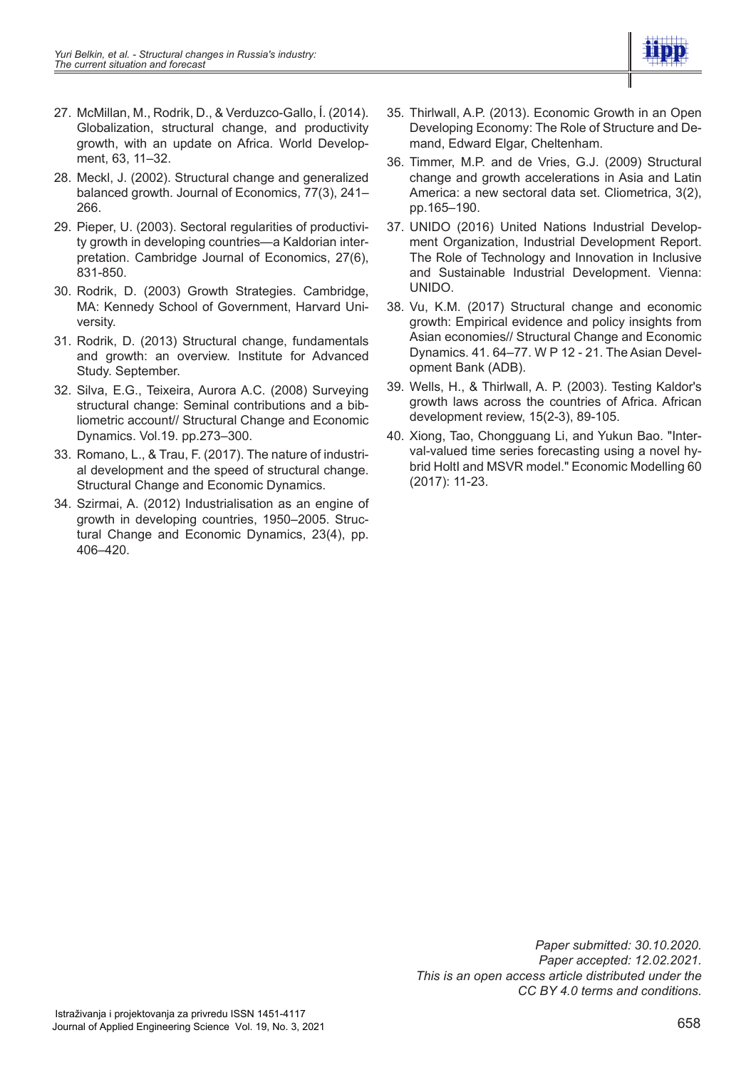27. McMillan, M., Rodrik, D., & Verduzco-Gallo, Í. (2014). Globalization, structural change, and productivity growth, with an update on Africa. World Development, 63, 11–32.
28. Meckl, J. (2002). Structural change and generalized balanced growth. Journal of Economics, 77(3), 241–266.
29. Pieper, U. (2003). Sectoral regularities of productivity growth in developing countries—a Kaldorian interpretation. Cambridge Journal of Economics, 27(6), 831-850.
30. Rodrik, D. (2003) Growth Strategies. Cambridge, MA: Kennedy School of Government, Harvard University.
31. Rodrik, D. (2013) Structural change, fundamentals and growth: an overview. Institute for Advanced Study. September.
32. Silva, E.G., Teixeira, Aurora A.C. (2008) Surveying structural change: Seminal contributions and a bibliometric account// Structural Change and Economic Dynamics. Vol.19. pp.273–300.
33. Romano, L., & Trau, F. (2017). The nature of industrial development and the speed of structural change. Structural Change and Economic Dynamics.
34. Szirmai, A. (2012) Industrialisation as an engine of growth in developing countries, 1950–2005. Structural Change and Economic Dynamics, 23(4), pp. 406–420.
35. Thirlwall, A.P. (2013). Economic Growth in an Open Developing Economy: The Role of Structure and Demand, Edward Elgar, Cheltenham.
36. Timmer, M.P. and de Vries, G.J. (2009) Structural change and growth accelerations in Asia and Latin America: a new sectoral data set. Cliometrica, 3(2), pp.165–190.
37. UNIDO (2016) United Nations Industrial Development Organization, Industrial Development Report. The Role of Technology and Innovation in Inclusive and Sustainable Industrial Development. Vienna: UNIDO.
38. Vu, K.M. (2017) Structural change and economic growth: Empirical evidence and policy insights from Asian economies// Structural Change and Economic Dynamics. 41. 64–77. W P 12 - 21. The Asian Development Bank (ADB).
39. Wells, H., & Thirlwall, A. P. (2003). Testing Kaldor's growth laws across the countries of Africa. African development review, 15(2-3), 89-105.
40. Xiong, Tao, Chongguang Li, and Yukun Bao. "Interval-valued time series forecasting using a novel hybrid HoltI and MSVR model." Economic Modelling 60 (2017): 11-23.

*Paper submitted: 30.10.2020.*
*Paper accepted: 12.02.2021.*
*This is an open access article distributed under the CC BY 4.0 terms and conditions.*